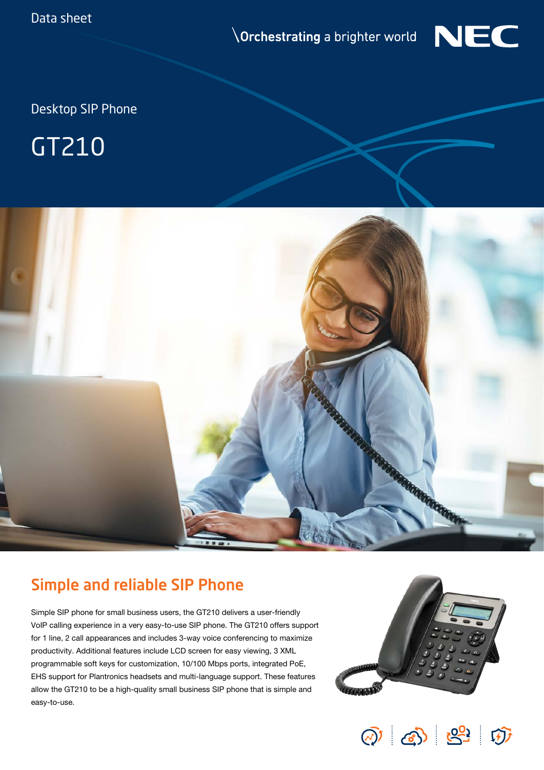Data sheet

\Orchestrating a brighter world

NEC

Desktop SIP Phone

# GT210

## Simple and reliable SIP Phone

Simple SIP phone for small business users, the GT210 delivers a user-friendly VoIP calling experience in a very easy-to-use SIP phone. The GT210 offers support for 1 line, 2 call appearances and includes 3-way voice conferencing to maximize productivity. Additional features include LCD screen for easy viewing, 3 XML programmable soft keys for customization, 10/100 Mbps ports, integrated PoE, EHS support for Plantronics headsets and multi-language support. These features allow the GT210 to be a high-quality small business SIP phone that is simple and easy-to-use.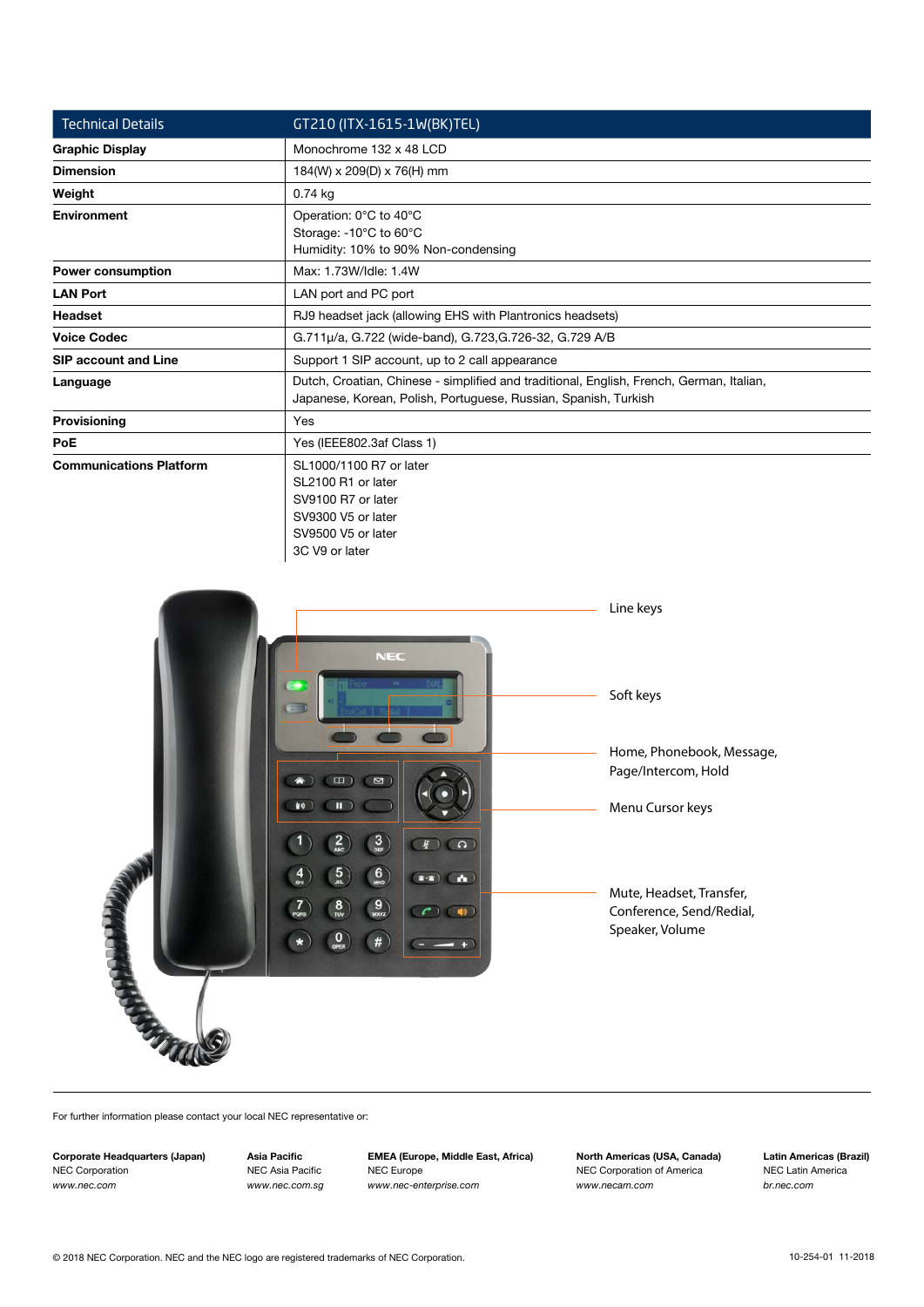| Technical Details | GT210 (ITX-1615-1W(BK)TEL) |
|---|---|
| **Graphic Display** | Monochrome 132 x 48 LCD |
| **Dimension** | 184(W) x 209(D) x 76(H) mm |
| **Weight** | 0.74 kg |
| **Environment** | Operation: 0°C to 40°C<br>Storage: -10°C to 60°C<br>Humidity: 10% to 90% Non-condensing |
| **Power consumption** | Max: 1.73W/Idle: 1.4W |
| **LAN Port** | LAN port and PC port |
| **Headset** | RJ9 headset jack (allowing EHS with Plantronics headsets) |
| **Voice Codec** | G.711µ/a, G.722 (wide-band), G.723,G.726-32, G.729 A/B |
| **SIP account and Line** | Support 1 SIP account, up to 2 call appearance |
| **Language** | Dutch, Croatian, Chinese - simplified and traditional, English, French, German, Italian, Japanese, Korean, Polish, Portuguese, Russian, Spanish, Turkish |
| **Provisioning** | Yes |
| **PoE** | Yes (IEEE802.3af Class 1) |
| **Communications Platform** | SL1000/1100 R7 or later<br>SL2100 R1 or later<br>SV9100 R7 or later<br>SV9300 V5 or later<br>SV9500 V5 or later<br>3C V9 or later |

Line keys

Soft keys

Home, Phonebook, Message, Page/Intercom, Hold

Menu Cursor keys

Mute, Headset, Transfer, Conference, Send/Redial, Speaker, Volume

For further information please contact your local NEC representative or:

**Corporate Headquarters (Japan)**
NEC Corporation
*www.nec.com*

**Asia Pacific**
NEC Asia Pacific
*www.nec.com.sg*

**EMEA (Europe, Middle East, Africa)**
NEC Europe
*www.nec-enterprise.com*

**North Americas (USA, Canada)**
NEC Corporation of America
*www.necam.com*

**Latin Americas (Brazil)**
NEC Latin America
*br.nec.com*

© 2018 NEC Corporation. NEC and the NEC logo are registered trademarks of NEC Corporation.

10-254-01 11-2018